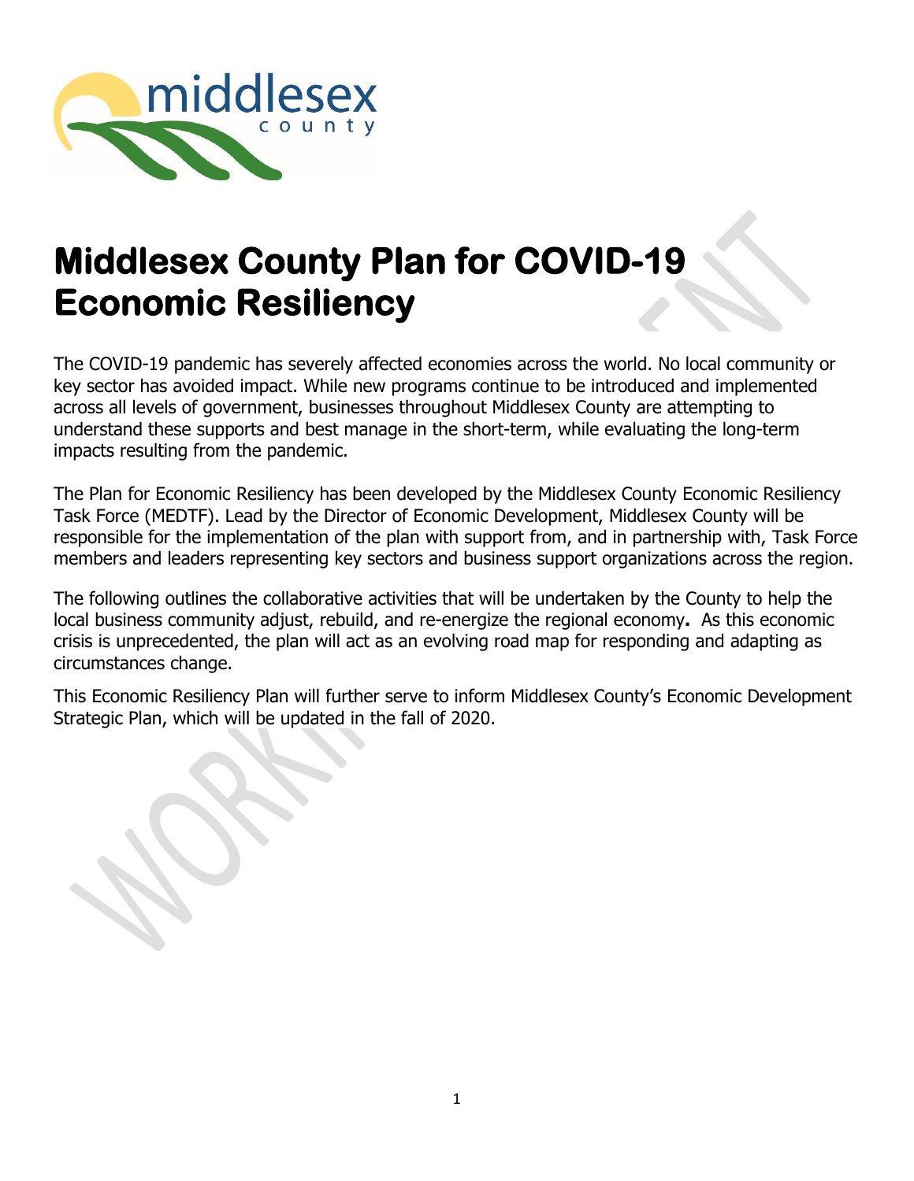# Middlesex County Plan for COVID-19 Economic Resiliency

The COVID-19 pandemic has severely affected economies across the world. No local community or key sector has avoided impact. While new programs continue to be introduced and implemented across all levels of government, businesses throughout Middlesex County are attempting to understand these supports and best manage in the short-term, while evaluating the long-term impacts resulting from the pandemic.

The Plan for Economic Resiliency has been developed by the Middlesex County Economic Resiliency Task Force (MEDTF). Lead by the Director of Economic Development, Middlesex County will be responsible for the implementation of the plan with support from, and in partnership with, Task Force members and leaders representing key sectors and business support organizations across the region.

The following outlines the collaborative activities that will be undertaken by the County to help the local business community adjust, rebuild, and re-energize the regional economy**.** As this economic crisis is unprecedented, the plan will act as an evolving road map for responding and adapting as circumstances change.

This Economic Resiliency Plan will further serve to inform Middlesex County's Economic Development Strategic Plan, which will be updated in the fall of 2020.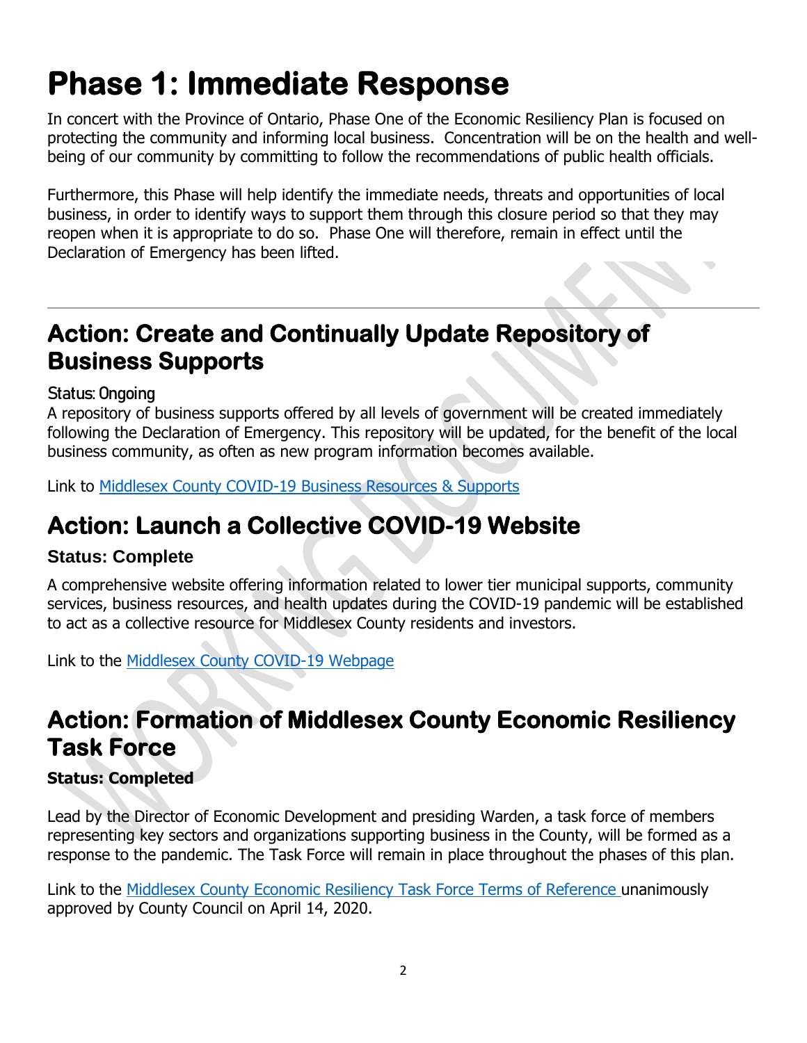# Phase 1: Immediate Response

In concert with the Province of Ontario, Phase One of the Economic Resiliency Plan is focused on protecting the community and informing local business. Concentration will be on the health and well-being of our community by committing to follow the recommendations of public health officials.

Furthermore, this Phase will help identify the immediate needs, threats and opportunities of local business, in order to identify ways to support them through this closure period so that they may reopen when it is appropriate to do so. Phase One will therefore, remain in effect until the Declaration of Emergency has been lifted.

---

## Action: Create and Continually Update Repository of Business Supports

**Status: Ongoing**

A repository of business supports offered by all levels of government will be created immediately following the Declaration of Emergency. This repository will be updated, for the benefit of the local business community, as often as new program information becomes available.

Link to Middlesex County COVID-19 Business Resources & Supports

## Action: Launch a Collective COVID-19 Website

**Status: Complete**

A comprehensive website offering information related to lower tier municipal supports, community services, business resources, and health updates during the COVID-19 pandemic will be established to act as a collective resource for Middlesex County residents and investors.

Link to the Middlesex County COVID-19 Webpage

## Action: Formation of Middlesex County Economic Resiliency Task Force

**Status: Completed**

Lead by the Director of Economic Development and presiding Warden, a task force of members representing key sectors and organizations supporting business in the County, will be formed as a response to the pandemic. The Task Force will remain in place throughout the phases of this plan.

Link to the Middlesex County Economic Resiliency Task Force Terms of Reference unanimously approved by County Council on April 14, 2020.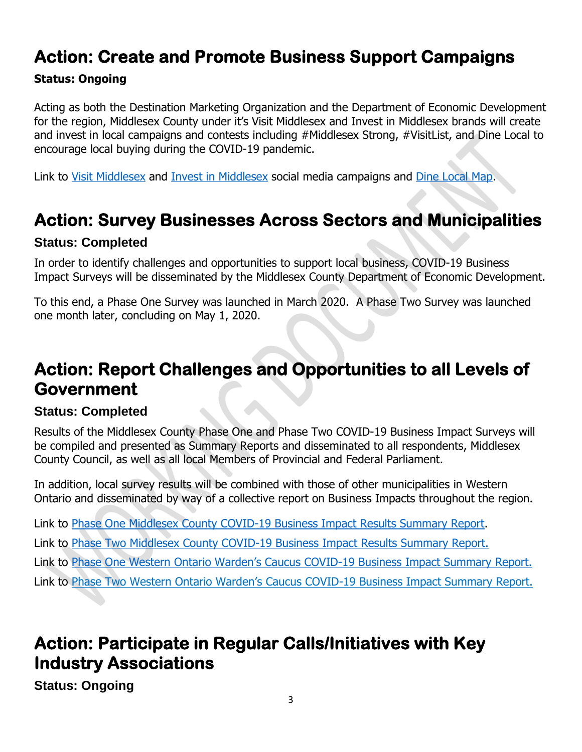## Action: Create and Promote Business Support Campaigns

**Status: Ongoing**

Acting as both the Destination Marketing Organization and the Department of Economic Development for the region, Middlesex County under it's Visit Middlesex and Invest in Middlesex brands will create and invest in local campaigns and contests including #Middlesex Strong, #VisitList, and Dine Local to encourage local buying during the COVID-19 pandemic.

Link to Visit Middlesex and Invest in Middlesex social media campaigns and Dine Local Map.

## Action: Survey Businesses Across Sectors and Municipalities

**Status: Completed**

In order to identify challenges and opportunities to support local business, COVID-19 Business Impact Surveys will be disseminated by the Middlesex County Department of Economic Development.

To this end, a Phase One Survey was launched in March 2020. A Phase Two Survey was launched one month later, concluding on May 1, 2020.

## Action: Report Challenges and Opportunities to all Levels of Government

**Status: Completed**

Results of the Middlesex County Phase One and Phase Two COVID-19 Business Impact Surveys will be compiled and presented as Summary Reports and disseminated to all respondents, Middlesex County Council, as well as all local Members of Provincial and Federal Parliament.

In addition, local survey results will be combined with those of other municipalities in Western Ontario and disseminated by way of a collective report on Business Impacts throughout the region.

Link to Phase One Middlesex County COVID-19 Business Impact Results Summary Report.

Link to Phase Two Middlesex County COVID-19 Business Impact Results Summary Report.

Link to Phase One Western Ontario Warden's Caucus COVID-19 Business Impact Summary Report.

Link to Phase Two Western Ontario Warden's Caucus COVID-19 Business Impact Summary Report.

## Action: Participate in Regular Calls/Initiatives with Key Industry Associations

**Status: Ongoing**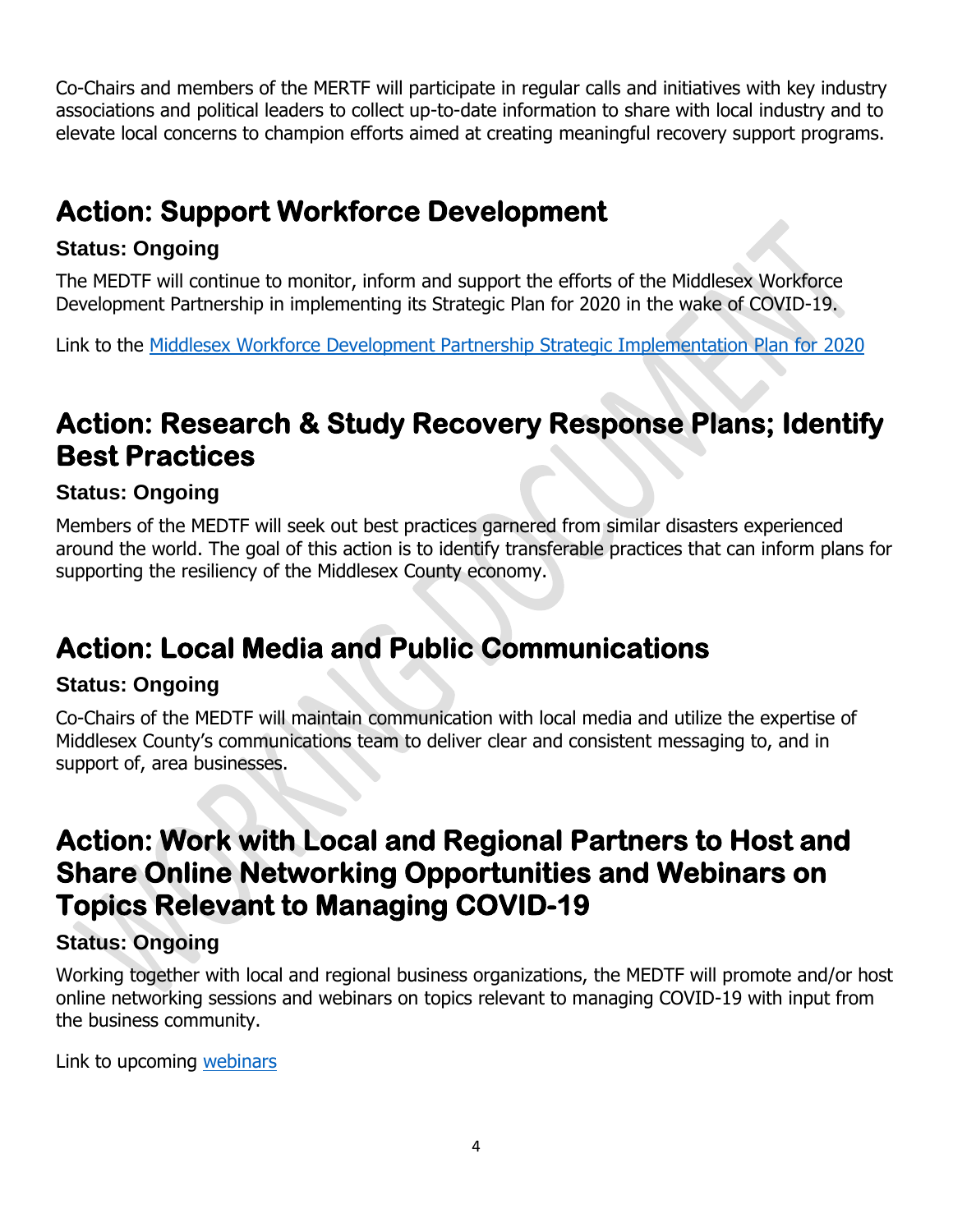Co-Chairs and members of the MERTF will participate in regular calls and initiatives with key industry associations and political leaders to collect up-to-date information to share with local industry and to elevate local concerns to champion efforts aimed at creating meaningful recovery support programs.

## Action: Support Workforce Development

### Status: Ongoing

The MEDTF will continue to monitor, inform and support the efforts of the Middlesex Workforce Development Partnership in implementing its Strategic Plan for 2020 in the wake of COVID-19.

Link to the Middlesex Workforce Development Partnership Strategic Implementation Plan for 2020

## Action: Research & Study Recovery Response Plans; Identify Best Practices

### Status: Ongoing

Members of the MEDTF will seek out best practices garnered from similar disasters experienced around the world. The goal of this action is to identify transferable practices that can inform plans for supporting the resiliency of the Middlesex County economy.

## Action: Local Media and Public Communications

### Status: Ongoing

Co-Chairs of the MEDTF will maintain communication with local media and utilize the expertise of Middlesex County's communications team to deliver clear and consistent messaging to, and in support of, area businesses.

## Action: Work with Local and Regional Partners to Host and Share Online Networking Opportunities and Webinars on Topics Relevant to Managing COVID-19

### Status: Ongoing

Working together with local and regional business organizations, the MEDTF will promote and/or host online networking sessions and webinars on topics relevant to managing COVID-19 with input from the business community.

Link to upcoming webinars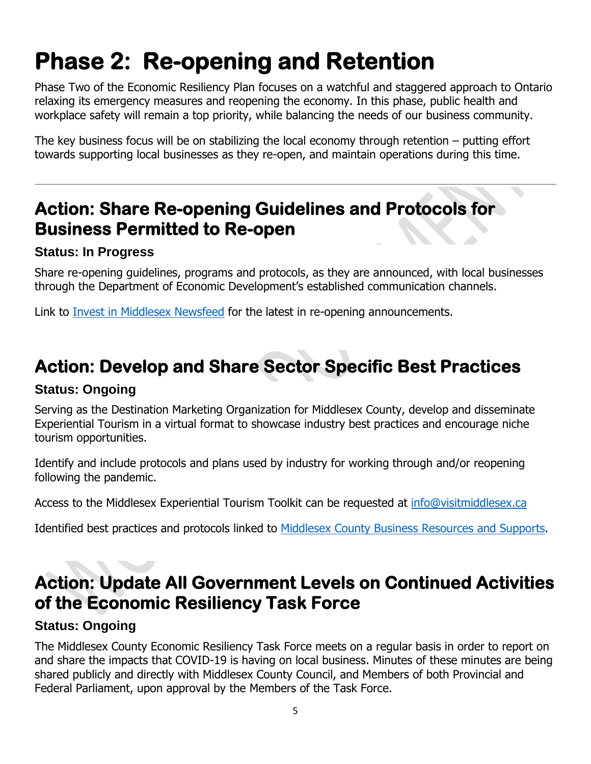# Phase 2: Re-opening and Retention

Phase Two of the Economic Resiliency Plan focuses on a watchful and staggered approach to Ontario relaxing its emergency measures and reopening the economy. In this phase, public health and workplace safety will remain a top priority, while balancing the needs of our business community.

The key business focus will be on stabilizing the local economy through retention – putting effort towards supporting local businesses as they re-open, and maintain operations during this time.

---

## Action: Share Re-opening Guidelines and Protocols for Business Permitted to Re-open

### Status: In Progress

Share re-opening guidelines, programs and protocols, as they are announced, with local businesses through the Department of Economic Development's established communication channels.

Link to Invest in Middlesex Newsfeed for the latest in re-opening announcements.

## Action: Develop and Share Sector Specific Best Practices

### Status: Ongoing

Serving as the Destination Marketing Organization for Middlesex County, develop and disseminate Experiential Tourism in a virtual format to showcase industry best practices and encourage niche tourism opportunities.

Identify and include protocols and plans used by industry for working through and/or reopening following the pandemic.

Access to the Middlesex Experiential Tourism Toolkit can be requested at info@visitmiddlesex.ca

Identified best practices and protocols linked to Middlesex County Business Resources and Supports.

## Action: Update All Government Levels on Continued Activities of the Economic Resiliency Task Force

### Status: Ongoing

The Middlesex County Economic Resiliency Task Force meets on a regular basis in order to report on and share the impacts that COVID-19 is having on local business. Minutes of these minutes are being shared publicly and directly with Middlesex County Council, and Members of both Provincial and Federal Parliament, upon approval by the Members of the Task Force.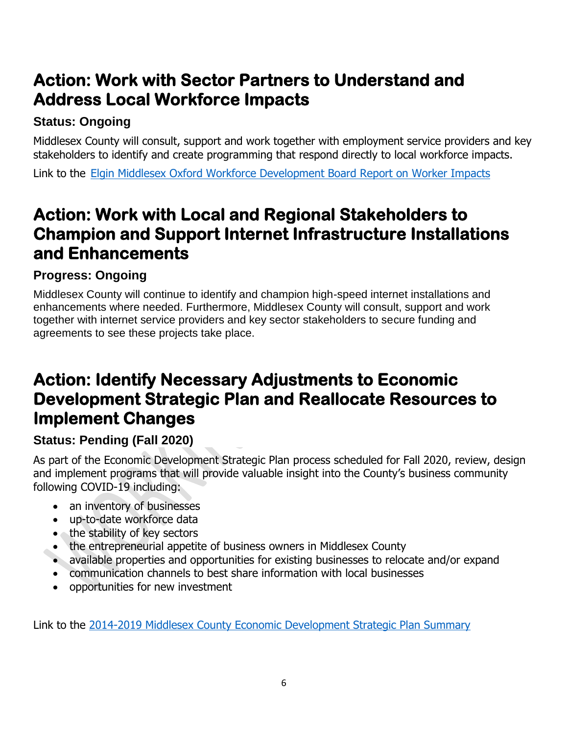## Action: Work with Sector Partners to Understand and Address Local Workforce Impacts

### Status: Ongoing

Middlesex County will consult, support and work together with employment service providers and key stakeholders to identify and create programming that respond directly to local workforce impacts.

Link to the Elgin Middlesex Oxford Workforce Development Board Report on Worker Impacts

## Action: Work with Local and Regional Stakeholders to Champion and Support Internet Infrastructure Installations and Enhancements

### Progress: Ongoing

Middlesex County will continue to identify and champion high-speed internet installations and enhancements where needed. Furthermore, Middlesex County will consult, support and work together with internet service providers and key sector stakeholders to secure funding and agreements to see these projects take place.

## Action: Identify Necessary Adjustments to Economic Development Strategic Plan and Reallocate Resources to Implement Changes

### Status: Pending (Fall 2020)

As part of the Economic Development Strategic Plan process scheduled for Fall 2020, review, design and implement programs that will provide valuable insight into the County's business community following COVID-19 including:

- an inventory of businesses
- up-to-date workforce data
- the stability of key sectors
- the entrepreneurial appetite of business owners in Middlesex County
- available properties and opportunities for existing businesses to relocate and/or expand
- communication channels to best share information with local businesses
- opportunities for new investment

Link to the 2014-2019 Middlesex County Economic Development Strategic Plan Summary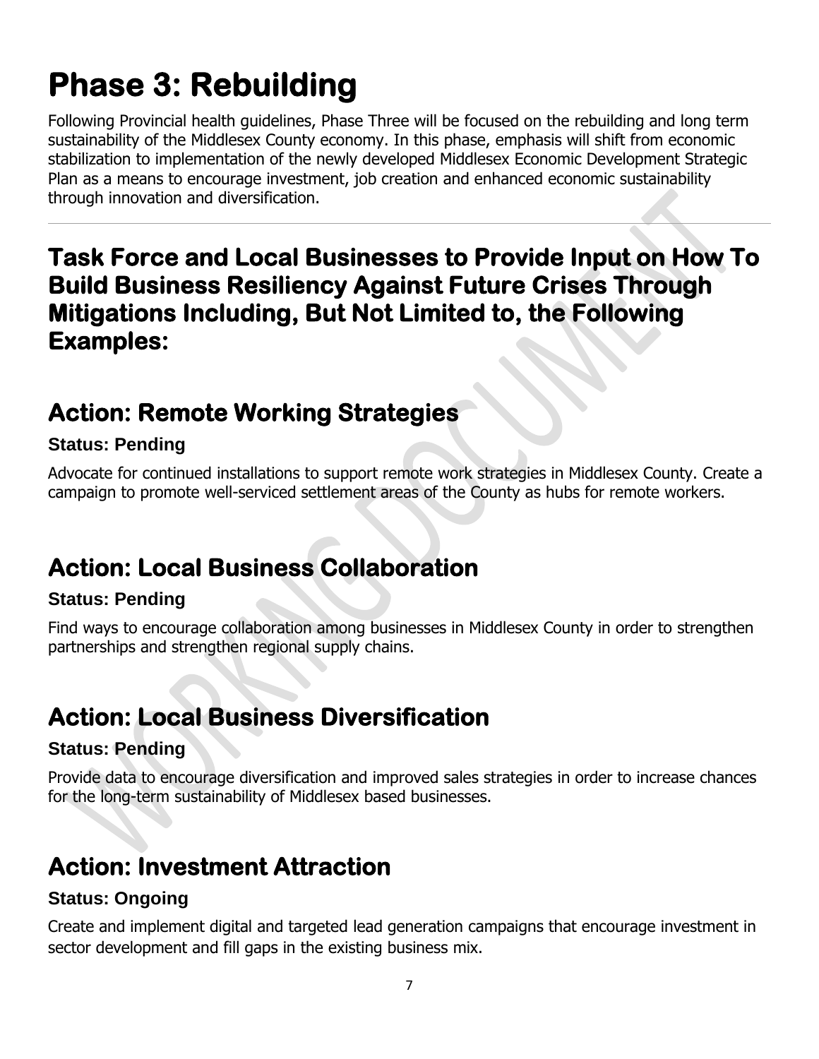# Phase 3: Rebuilding

Following Provincial health guidelines, Phase Three will be focused on the rebuilding and long term sustainability of the Middlesex County economy. In this phase, emphasis will shift from economic stabilization to implementation of the newly developed Middlesex Economic Development Strategic Plan as a means to encourage investment, job creation and enhanced economic sustainability through innovation and diversification.

---

## Task Force and Local Businesses to Provide Input on How To Build Business Resiliency Against Future Crises Through Mitigations Including, But Not Limited to, the Following Examples:

### Action: Remote Working Strategies

**Status: Pending**

Advocate for continued installations to support remote work strategies in Middlesex County. Create a campaign to promote well-serviced settlement areas of the County as hubs for remote workers.

### Action: Local Business Collaboration

**Status: Pending**

Find ways to encourage collaboration among businesses in Middlesex County in order to strengthen partnerships and strengthen regional supply chains.

### Action: Local Business Diversification

**Status: Pending**

Provide data to encourage diversification and improved sales strategies in order to increase chances for the long-term sustainability of Middlesex based businesses.

### Action: Investment Attraction

**Status: Ongoing**

Create and implement digital and targeted lead generation campaigns that encourage investment in sector development and fill gaps in the existing business mix.